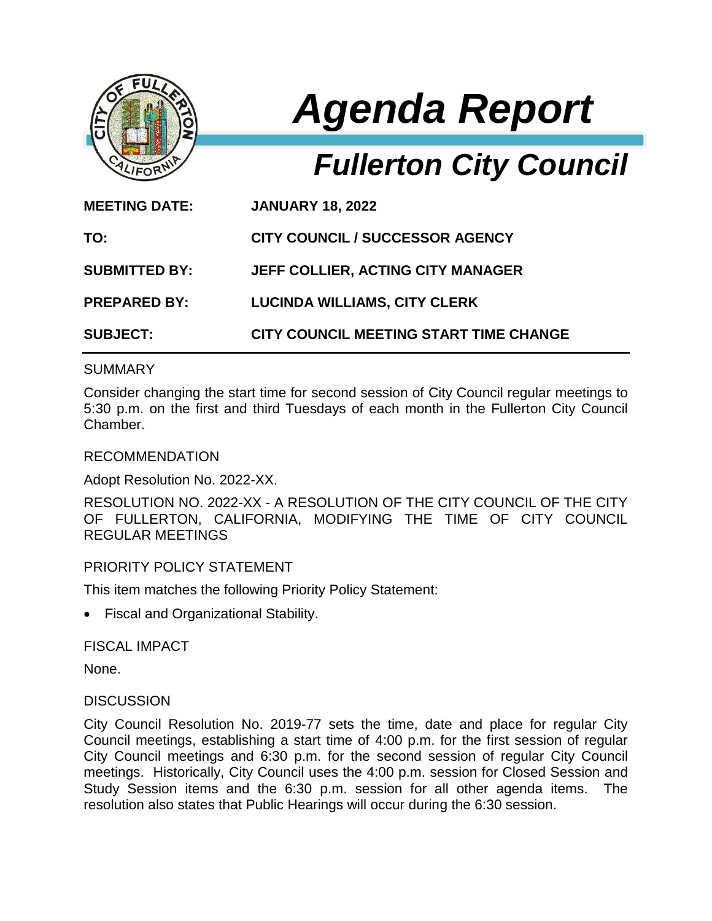# Agenda Report

## Fullerton City Council

**MEETING DATE:** **JANUARY 18, 2022**

**TO:** **CITY COUNCIL / SUCCESSOR AGENCY**

**SUBMITTED BY:** **JEFF COLLIER, ACTING CITY MANAGER**

**PREPARED BY:** **LUCINDA WILLIAMS, CITY CLERK**

**SUBJECT:** **CITY COUNCIL MEETING START TIME CHANGE**

---

SUMMARY

Consider changing the start time for second session of City Council regular meetings to 5:30 p.m. on the first and third Tuesdays of each month in the Fullerton City Council Chamber.

RECOMMENDATION

Adopt Resolution No. 2022-XX.

RESOLUTION NO. 2022-XX - A RESOLUTION OF THE CITY COUNCIL OF THE CITY OF FULLERTON, CALIFORNIA, MODIFYING THE TIME OF CITY COUNCIL REGULAR MEETINGS

PRIORITY POLICY STATEMENT

This item matches the following Priority Policy Statement:

- Fiscal and Organizational Stability.

FISCAL IMPACT

None.

DISCUSSION

City Council Resolution No. 2019-77 sets the time, date and place for regular City Council meetings, establishing a start time of 4:00 p.m. for the first session of regular City Council meetings and 6:30 p.m. for the second session of regular City Council meetings. Historically, City Council uses the 4:00 p.m. session for Closed Session and Study Session items and the 6:30 p.m. session for all other agenda items. The resolution also states that Public Hearings will occur during the 6:30 session.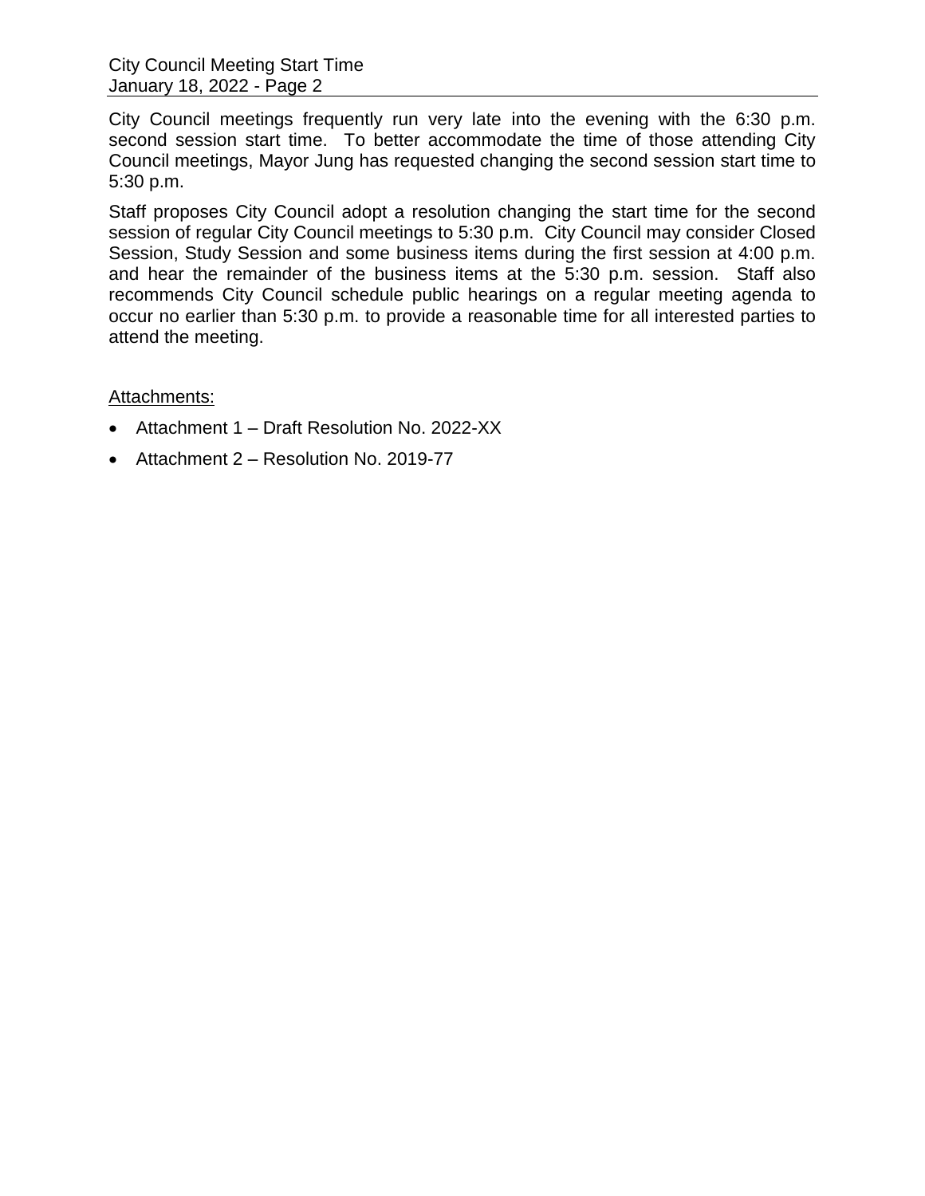City Council meetings frequently run very late into the evening with the 6:30 p.m. second session start time. To better accommodate the time of those attending City Council meetings, Mayor Jung has requested changing the second session start time to 5:30 p.m.

Staff proposes City Council adopt a resolution changing the start time for the second session of regular City Council meetings to 5:30 p.m. City Council may consider Closed Session, Study Session and some business items during the first session at 4:00 p.m. and hear the remainder of the business items at the 5:30 p.m. session. Staff also recommends City Council schedule public hearings on a regular meeting agenda to occur no earlier than 5:30 p.m. to provide a reasonable time for all interested parties to attend the meeting.

<u>Attachments:</u>

- Attachment 1 – Draft Resolution No. 2022-XX
- Attachment 2 – Resolution No. 2019-77